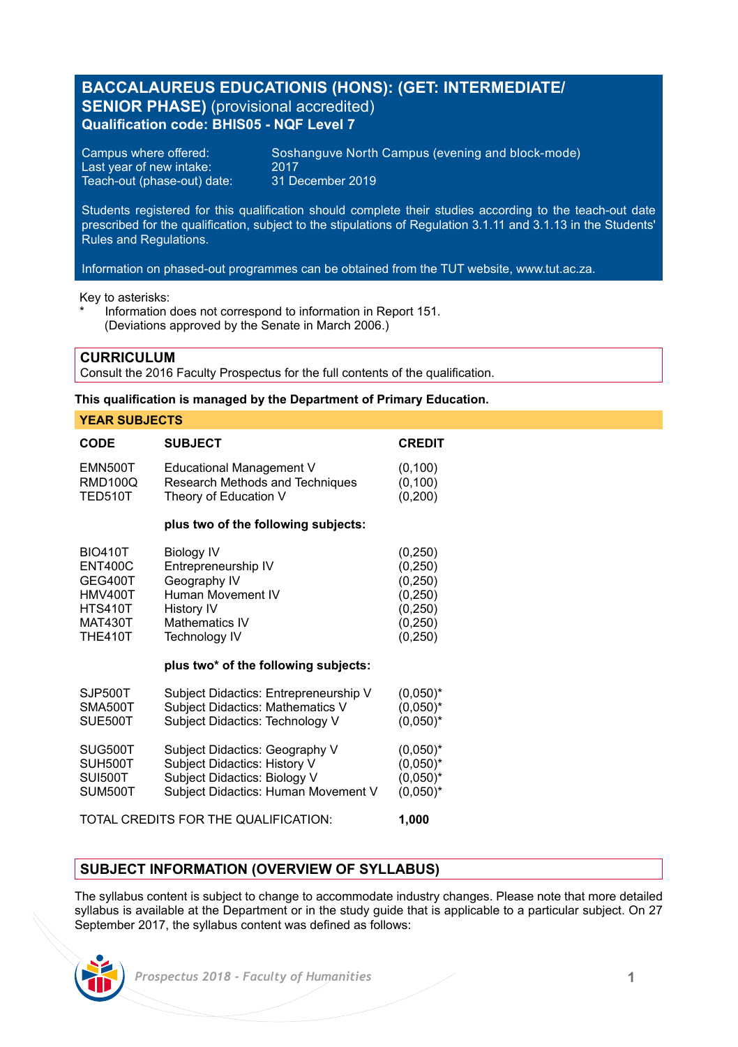# BACCALAUREUS EDUCATIONIS (HONS): (GET: INTERMEDIATE/ SENIOR PHASE) (provisional accredited)

**Qualification code: BHIS05 - NQF Level 7**

Campus where offered: Soshanguve North Campus (evening and block-mode)
Last year of new intake: 2017
Teach-out (phase-out) date: 31 December 2019

Students registered for this qualification should complete their studies according to the teach-out date prescribed for the qualification, subject to the stipulations of Regulation 3.1.11 and 3.1.13 in the Students' Rules and Regulations.

Information on phased-out programmes can be obtained from the TUT website, www.tut.ac.za.

Key to asterisks:
- * Information does not correspond to information in Report 151. (Deviations approved by the Senate in March 2006.)

## CURRICULUM

Consult the 2016 Faculty Prospectus for the full contents of the qualification.

**This qualification is managed by the Department of Primary Education.**

### YEAR SUBJECTS

| CODE | SUBJECT | CREDIT |
|---|---|---|
| EMN500T | Educational Management V | (0,100) |
| RMD100Q | Research Methods and Techniques | (0,100) |
| TED510T | Theory of Education V | (0,200) |
| | **plus two of the following subjects:** | |
| BIO410T | Biology IV | (0,250) |
| ENT400C | Entrepreneurship IV | (0,250) |
| GEG400T | Geography IV | (0,250) |
| HMV400T | Human Movement IV | (0,250) |
| HTS410T | History IV | (0,250) |
| MAT430T | Mathematics IV | (0,250) |
| THE410T | Technology IV | (0,250) |
| | **plus two* of the following subjects:** | |
| SJP500T | Subject Didactics: Entrepreneurship V | (0,050)* |
| SMA500T | Subject Didactics: Mathematics V | (0,050)* |
| SUE500T | Subject Didactics: Technology V | (0,050)* |
| SUG500T | Subject Didactics: Geography V | (0,050)* |
| SUH500T | Subject Didactics: History V | (0,050)* |
| SUI500T | Subject Didactics: Biology V | (0,050)* |
| SUM500T | Subject Didactics: Human Movement V | (0,050)* |

TOTAL CREDITS FOR THE QUALIFICATION: **1,000**

## SUBJECT INFORMATION (OVERVIEW OF SYLLABUS)

The syllabus content is subject to change to accommodate industry changes. Please note that more detailed syllabus is available at the Department or in the study guide that is applicable to a particular subject. On 27 September 2017, the syllabus content was defined as follows: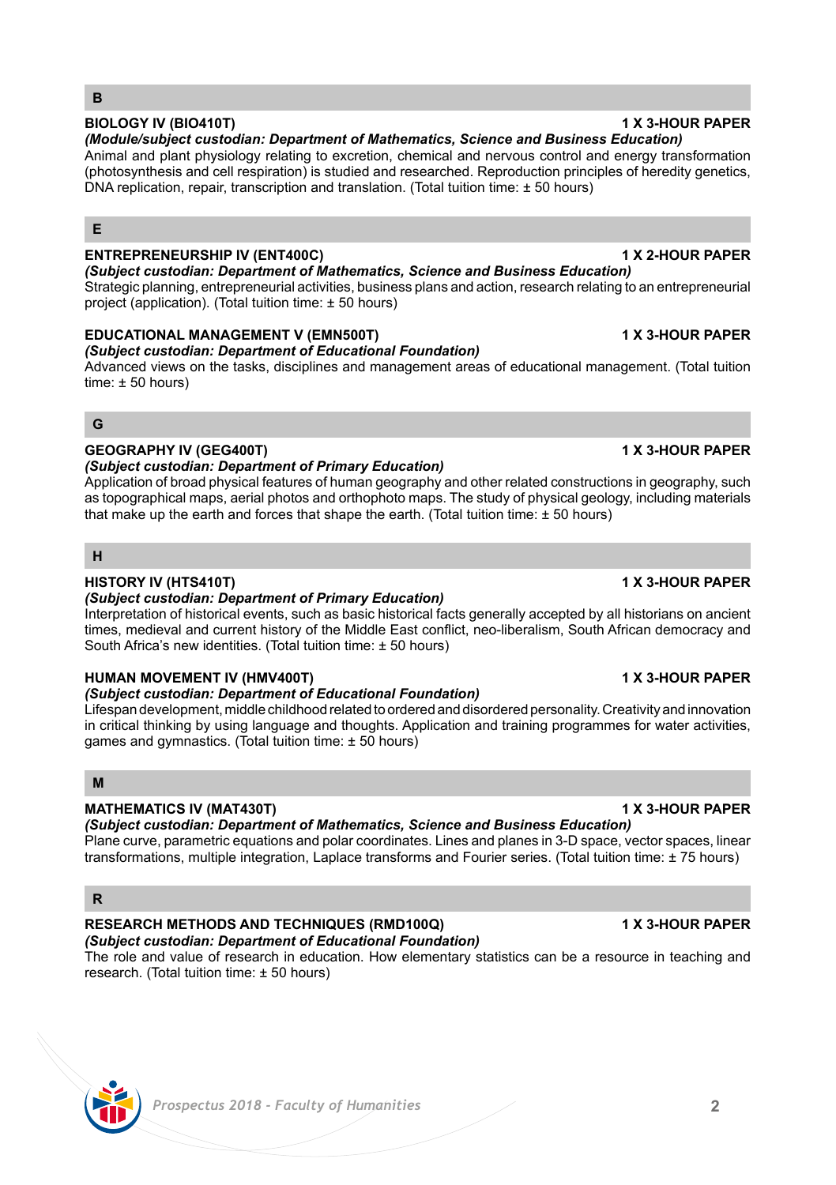## B

### BIOLOGY IV (BIO410T) — 1 X 3-HOUR PAPER

***(Module/subject custodian: Department of Mathematics, Science and Business Education)***

Animal and plant physiology relating to excretion, chemical and nervous control and energy transformation (photosynthesis and cell respiration) is studied and researched. Reproduction principles of heredity genetics, DNA replication, repair, transcription and translation. (Total tuition time: ± 50 hours)

## E

### ENTREPRENEURSHIP IV (ENT400C) — 1 X 2-HOUR PAPER

***(Subject custodian: Department of Mathematics, Science and Business Education)***

Strategic planning, entrepreneurial activities, business plans and action, research relating to an entrepreneurial project (application). (Total tuition time: ± 50 hours)

### EDUCATIONAL MANAGEMENT V (EMN500T) — 1 X 3-HOUR PAPER

***(Subject custodian: Department of Educational Foundation)***

Advanced views on the tasks, disciplines and management areas of educational management. (Total tuition time: ± 50 hours)

## G

### GEOGRAPHY IV (GEG400T) — 1 X 3-HOUR PAPER

***(Subject custodian: Department of Primary Education)***

Application of broad physical features of human geography and other related constructions in geography, such as topographical maps, aerial photos and orthophoto maps. The study of physical geology, including materials that make up the earth and forces that shape the earth. (Total tuition time: ± 50 hours)

## H

### HISTORY IV (HTS410T) — 1 X 3-HOUR PAPER

***(Subject custodian: Department of Primary Education)***

Interpretation of historical events, such as basic historical facts generally accepted by all historians on ancient times, medieval and current history of the Middle East conflict, neo-liberalism, South African democracy and South Africa's new identities. (Total tuition time: ± 50 hours)

### HUMAN MOVEMENT IV (HMV400T) — 1 X 3-HOUR PAPER

***(Subject custodian: Department of Educational Foundation)***

Lifespan development, middle childhood related to ordered and disordered personality. Creativity and innovation in critical thinking by using language and thoughts. Application and training programmes for water activities, games and gymnastics. (Total tuition time: ± 50 hours)

## M

### MATHEMATICS IV (MAT430T) — 1 X 3-HOUR PAPER

***(Subject custodian: Department of Mathematics, Science and Business Education)***

Plane curve, parametric equations and polar coordinates. Lines and planes in 3-D space, vector spaces, linear transformations, multiple integration, Laplace transforms and Fourier series. (Total tuition time: ± 75 hours)

## R

### RESEARCH METHODS AND TECHNIQUES (RMD100Q) — 1 X 3-HOUR PAPER

***(Subject custodian: Department of Educational Foundation)***

The role and value of research in education. How elementary statistics can be a resource in teaching and research. (Total tuition time: ± 50 hours)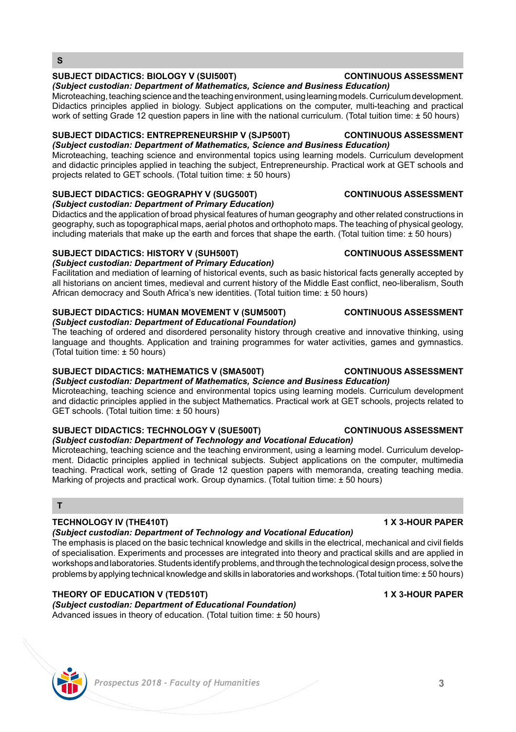## S

### SUBJECT DIDACTICS: BIOLOGY V (SUI500T) — CONTINUOUS ASSESSMENT

***(Subject custodian: Department of Mathematics, Science and Business Education)***

Microteaching, teaching science and the teaching environment, using learning models. Curriculum development. Didactics principles applied in biology. Subject applications on the computer, multi-teaching and practical work of setting Grade 12 question papers in line with the national curriculum. (Total tuition time: ± 50 hours)

### SUBJECT DIDACTICS: ENTREPRENEURSHIP V (SJP500T) — CONTINUOUS ASSESSMENT

***(Subject custodian: Department of Mathematics, Science and Business Education)***

Microteaching, teaching science and environmental topics using learning models. Curriculum development and didactic principles applied in teaching the subject, Entrepreneurship. Practical work at GET schools and projects related to GET schools. (Total tuition time: ± 50 hours)

### SUBJECT DIDACTICS: GEOGRAPHY V (SUG500T) — CONTINUOUS ASSESSMENT

***(Subject custodian: Department of Primary Education)***

Didactics and the application of broad physical features of human geography and other related constructions in geography, such as topographical maps, aerial photos and orthophoto maps. The teaching of physical geology, including materials that make up the earth and forces that shape the earth. (Total tuition time: ± 50 hours)

### SUBJECT DIDACTICS: HISTORY V (SUH500T) — CONTINUOUS ASSESSMENT

***(Subject custodian: Department of Primary Education)***

Facilitation and mediation of learning of historical events, such as basic historical facts generally accepted by all historians on ancient times, medieval and current history of the Middle East conflict, neo-liberalism, South African democracy and South Africa's new identities. (Total tuition time: ± 50 hours)

### SUBJECT DIDACTICS: HUMAN MOVEMENT V (SUM500T) — CONTINUOUS ASSESSMENT

***(Subject custodian: Department of Educational Foundation)***

The teaching of ordered and disordered personality history through creative and innovative thinking, using language and thoughts. Application and training programmes for water activities, games and gymnastics. (Total tuition time: ± 50 hours)

### SUBJECT DIDACTICS: MATHEMATICS V (SMA500T) — CONTINUOUS ASSESSMENT

***(Subject custodian: Department of Mathematics, Science and Business Education)***

Microteaching, teaching science and environmental topics using learning models. Curriculum development and didactic principles applied in the subject Mathematics. Practical work at GET schools, projects related to GET schools. (Total tuition time: ± 50 hours)

### SUBJECT DIDACTICS: TECHNOLOGY V (SUE500T) — CONTINUOUS ASSESSMENT

***(Subject custodian: Department of Technology and Vocational Education)***

Microteaching, teaching science and the teaching environment, using a learning model. Curriculum development. Didactic principles applied in technical subjects. Subject applications on the computer, multimedia teaching. Practical work, setting of Grade 12 question papers with memoranda, creating teaching media. Marking of projects and practical work. Group dynamics. (Total tuition time: ± 50 hours)

## T

### TECHNOLOGY IV (THE410T) — 1 X 3-HOUR PAPER

***(Subject custodian: Department of Technology and Vocational Education)***

The emphasis is placed on the basic technical knowledge and skills in the electrical, mechanical and civil fields of specialisation. Experiments and processes are integrated into theory and practical skills and are applied in workshops and laboratories. Students identify problems, and through the technological design process, solve the problems by applying technical knowledge and skills in laboratories and workshops. (Total tuition time: ± 50 hours)

### THEORY OF EDUCATION V (TED510T) — 1 X 3-HOUR PAPER

***(Subject custodian: Department of Educational Foundation)***

Advanced issues in theory of education. (Total tuition time: ± 50 hours)